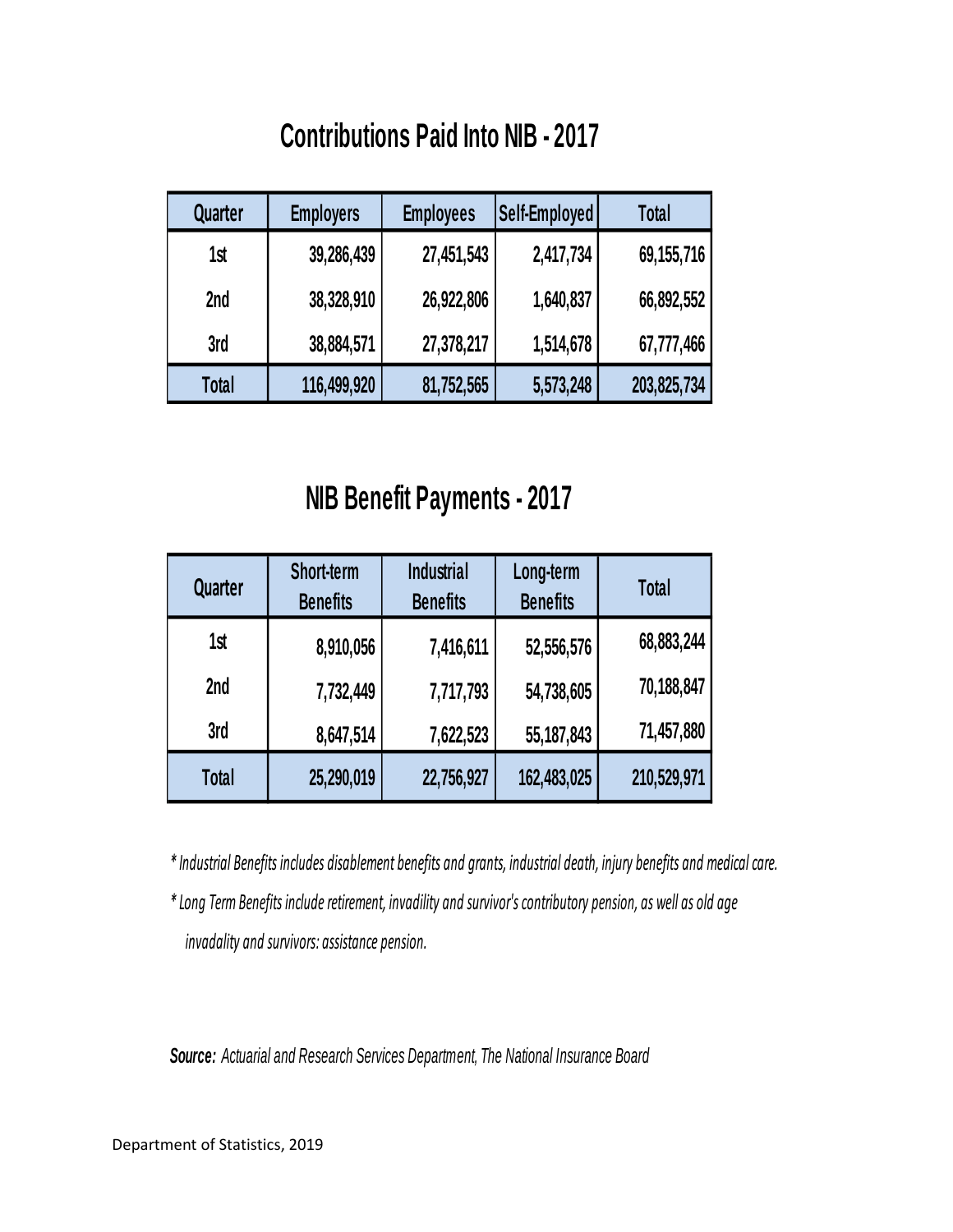# Contributions Paid Into NIB - 2017

| Quarter | Employers | Employees | Self-Employed | Total |
|---|---|---|---|---|
| 1st | 39,286,439 | 27,451,543 | 2,417,734 | 69,155,716 |
| 2nd | 38,328,910 | 26,922,806 | 1,640,837 | 66,892,552 |
| 3rd | 38,884,571 | 27,378,217 | 1,514,678 | 67,777,466 |
| Total | 116,499,920 | 81,752,565 | 5,573,248 | 203,825,734 |

# NIB Benefit Payments - 2017

| Quarter | Short-term Benefits | Industrial Benefits | Long-term Benefits | Total |
|---|---|---|---|---|
| 1st | 8,910,056 | 7,416,611 | 52,556,576 | 68,883,244 |
| 2nd | 7,732,449 | 7,717,793 | 54,738,605 | 70,188,847 |
| 3rd | 8,647,514 | 7,622,523 | 55,187,843 | 71,457,880 |
| Total | 25,290,019 | 22,756,927 | 162,483,025 | 210,529,971 |

*\* Industrial Benefits includes disablement benefits and grants, industrial death, injury benefits and medical care.*

*\* Long Term Benefits include retirement, invadility and survivor's contributory pension, as well as old age invadality and survivors: assistance pension.*

***Source:*** *Actuarial and Research Services Department, The National Insurance Board*

Department of Statistics, 2019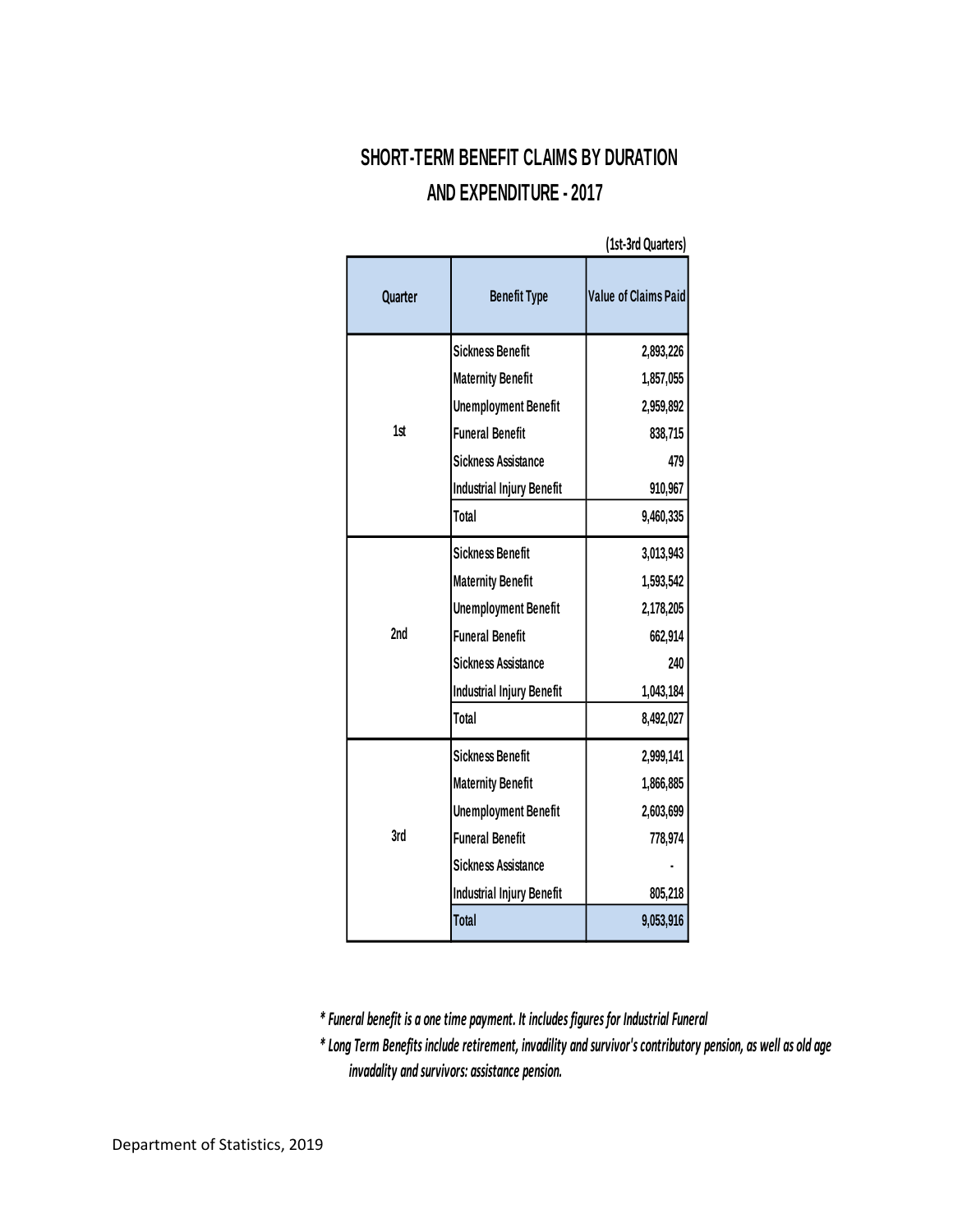# SHORT-TERM BENEFIT CLAIMS BY DURATION AND EXPENDITURE - 2017

(1st-3rd Quarters)

| Quarter | Benefit Type | Value of Claims Paid |
|---|---|---|
| 1st | Sickness Benefit | 2,893,226 |
| | Maternity Benefit | 1,857,055 |
| | Unemployment Benefit | 2,959,892 |
| | Funeral Benefit | 838,715 |
| | Sickness Assistance | 479 |
| | Industrial Injury Benefit | 910,967 |
| | Total | 9,460,335 |
| 2nd | Sickness Benefit | 3,013,943 |
| | Maternity Benefit | 1,593,542 |
| | Unemployment Benefit | 2,178,205 |
| | Funeral Benefit | 662,914 |
| | Sickness Assistance | 240 |
| | Industrial Injury Benefit | 1,043,184 |
| | Total | 8,492,027 |
| 3rd | Sickness Benefit | 2,999,141 |
| | Maternity Benefit | 1,866,885 |
| | Unemployment Benefit | 2,603,699 |
| | Funeral Benefit | 778,974 |
| | Sickness Assistance | - |
| | Industrial Injury Benefit | 805,218 |
| | Total | 9,053,916 |

*\* Funeral benefit is a one time payment. It includes figures for Industrial Funeral*

*\* Long Term Benefits include retirement, invadility and survivor's contributory pension, as well as old age invadality and survivors: assistance pension.*

Department of Statistics, 2019